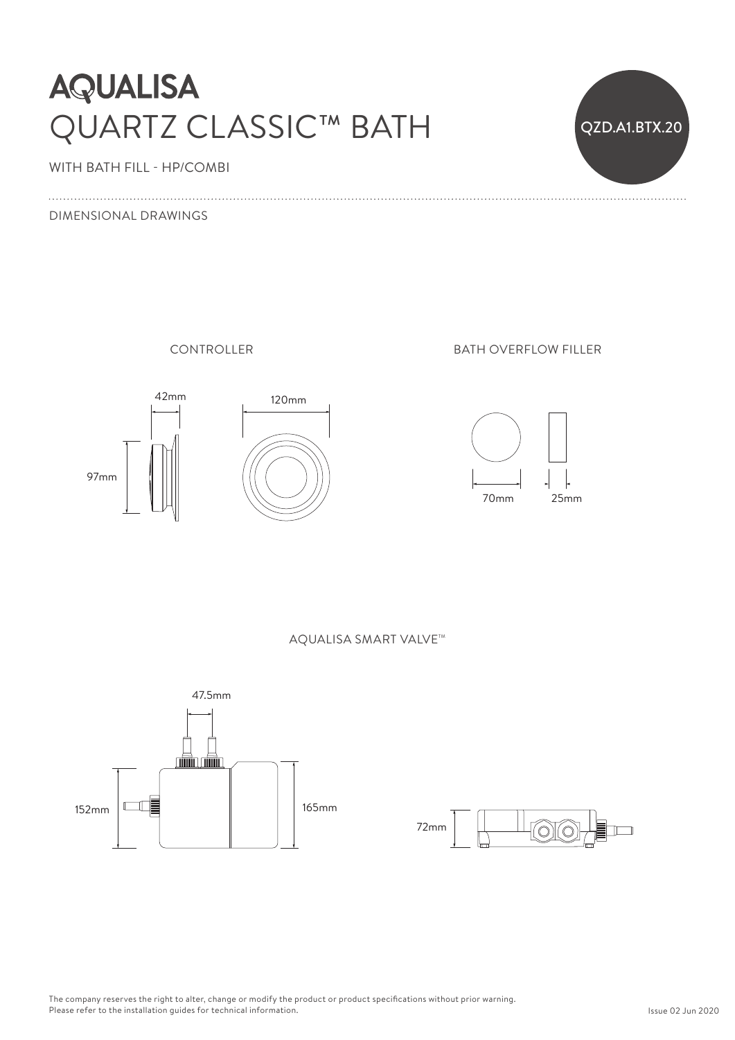# AQUALISA

# QUARTZ CLASSIC™ BATH

QZD.A1.BTX.20

WITH BATH FILL - HP/COMBI

DIMENSIONAL DRAWINGS

## CONTROLLER

42mm

120mm

97mm

## BATH OVERFLOW FILLER

70mm

25mm

## AQUALISA SMART VALVE™

47.5mm

152mm

165mm

72mm

The company reserves the right to alter, change or modify the product or product specifications without prior warning.
Please refer to the installation guides for technical information.

Issue 02 Jun 2020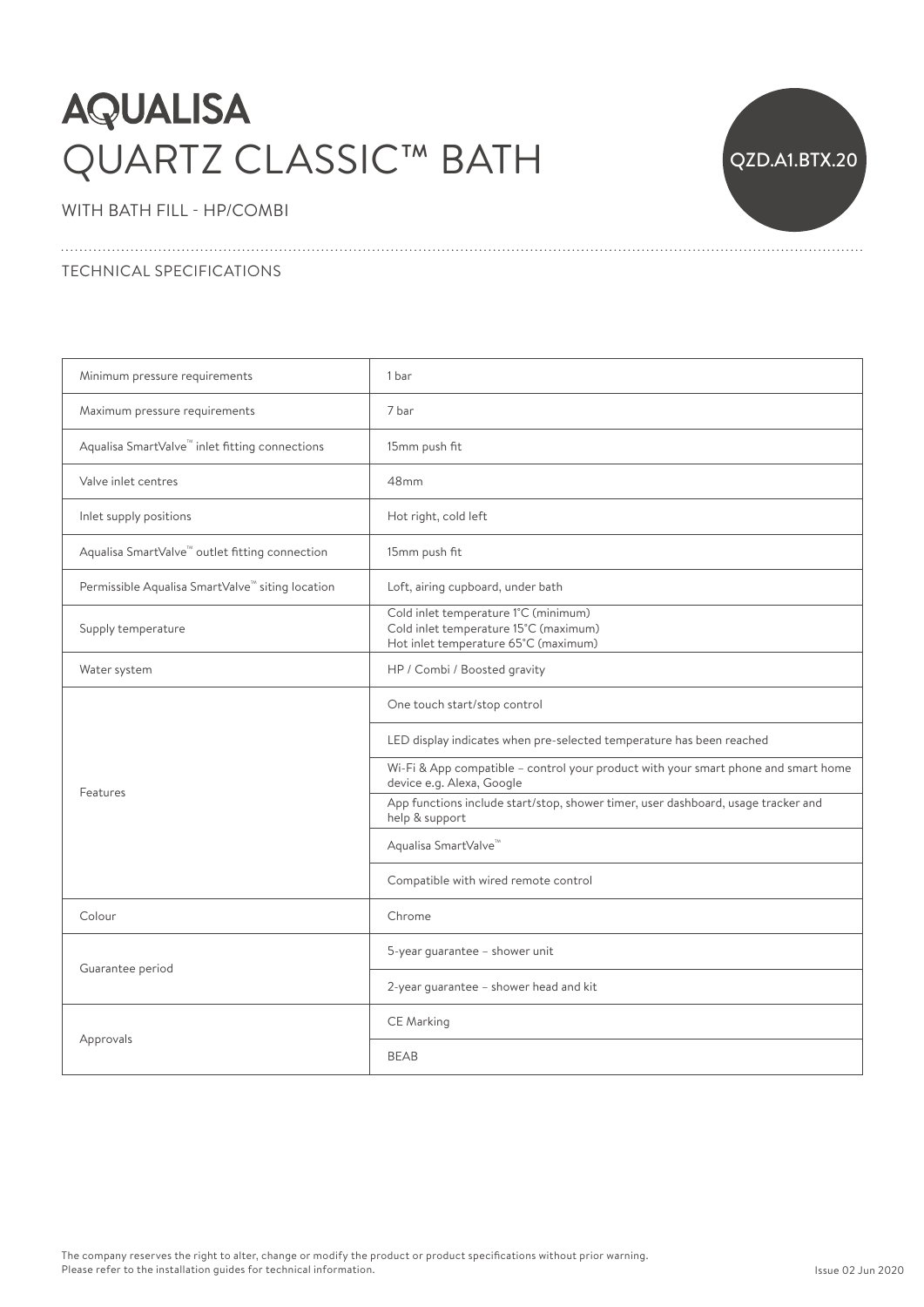# AQUALISA

# QUARTZ CLASSIC™ BATH

QZD.A1.BTX.20

WITH BATH FILL - HP/COMBI

TECHNICAL SPECIFICATIONS

| | |
|---|---|
| Minimum pressure requirements | 1 bar |
| Maximum pressure requirements | 7 bar |
| Aqualisa SmartValve™ inlet fitting connections | 15mm push fit |
| Valve inlet centres | 48mm |
| Inlet supply positions | Hot right, cold left |
| Aqualisa SmartValve™ outlet fitting connection | 15mm push fit |
| Permissible Aqualisa SmartValve™ siting location | Loft, airing cupboard, under bath |
| Supply temperature | Cold inlet temperature 1°C (minimum)<br>Cold inlet temperature 15°C (maximum)<br>Hot inlet temperature 65°C (maximum) |
| Water system | HP / Combi / Boosted gravity |
| Features | One touch start/stop control |
| | LED display indicates when pre-selected temperature has been reached |
| | Wi-Fi & App compatible – control your product with your smart phone and smart home device e.g. Alexa, Google |
| | App functions include start/stop, shower timer, user dashboard, usage tracker and help & support |
| | Aqualisa SmartValve™ |
| | Compatible with wired remote control |
| Colour | Chrome |
| Guarantee period | 5-year guarantee – shower unit |
| | 2-year guarantee – shower head and kit |
| Approvals | CE Marking |
| | BEAB |

The company reserves the right to alter, change or modify the product or product specifications without prior warning.
Please refer to the installation guides for technical information.

Issue 02 Jun 2020